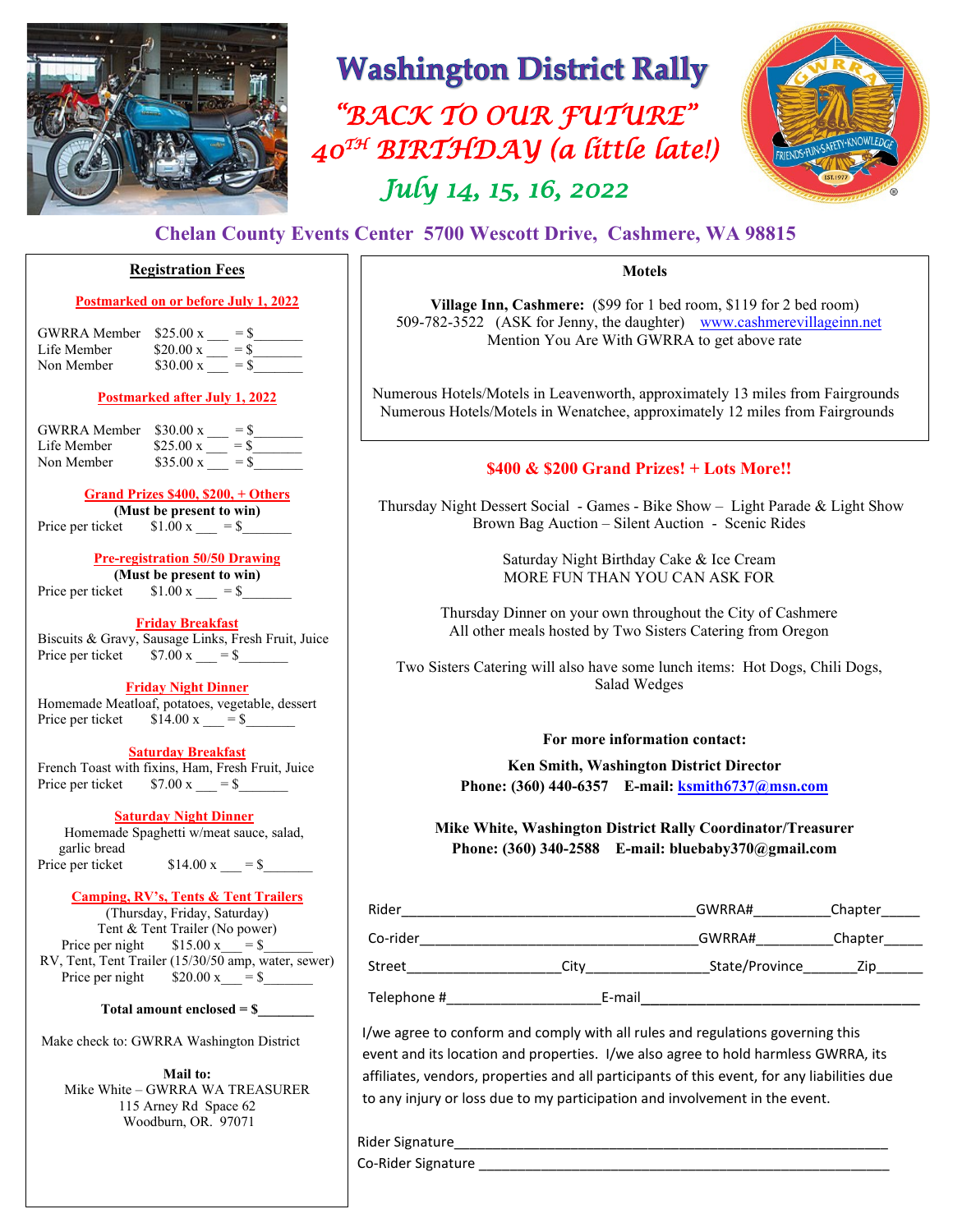# Washington District Rally

## "BACK TO OUR FUTURE"
## 40TH BIRTHDAY (a little late!)
## July 14, 15, 16, 2022

**Chelan County Events Center 5700 Wescott Drive, Cashmere, WA 98815**

### Registration Fees

**Postmarked on or before July 1, 2022**

GWRRA Member $25.00 x ___ = $_______
Life Member $20.00 x ___ = $_______
Non Member $30.00 x ___ = $_______

**Postmarked after July 1, 2022**

GWRRA Member $30.00 x ___ = $_______
Life Member $25.00 x ___ = $_______
Non Member $35.00 x ___ = $_______

**Grand Prizes $400, $200, + Others**
**(Must be present to win)**
Price per ticket $1.00 x ___ = $_______

**Pre-registration 50/50 Drawing**
**(Must be present to win)**
Price per ticket $1.00 x ___ = $_______

**Friday Breakfast**
Biscuits & Gravy, Sausage Links, Fresh Fruit, Juice
Price per ticket $7.00 x ___ = $_______

**Friday Night Dinner**
Homemade Meatloaf, potatoes, vegetable, dessert
Price per ticket $14.00 x ___ = $_______

**Saturday Breakfast**
French Toast with fixins, Ham, Fresh Fruit, Juice
Price per ticket $7.00 x ___ = $_______

**Saturday Night Dinner**
Homemade Spaghetti w/meat sauce, salad, garlic bread
Price per ticket $14.00 x ___ = $_______

**Camping, RV's, Tents & Tent Trailers**
(Thursday, Friday, Saturday)
Tent & Tent Trailer (No power)
Price per night $15.00 x___ = $_______
RV, Tent, Tent Trailer (15/30/50 amp, water, sewer)
Price per night $20.00 x___ = $_______

**Total amount enclosed = $________**

Make check to: GWRRA Washington District

**Mail to:**
Mike White – GWRRA WA TREASURER
115 Arney Rd Space 62
Woodburn, OR. 97071

### Motels

**Village Inn, Cashmere:** ($99 for 1 bed room, $119 for 2 bed room)
509-782-3522 (ASK for Jenny, the daughter) www.cashmerevillageinn.net
Mention You Are With GWRRA to get above rate

Numerous Hotels/Motels in Leavenworth, approximately 13 miles from Fairgrounds
Numerous Hotels/Motels in Wenatchee, approximately 12 miles from Fairgrounds

### $400 & $200 Grand Prizes! + Lots More!!

Thursday Night Dessert Social - Games - Bike Show – Light Parade & Light Show
Brown Bag Auction – Silent Auction - Scenic Rides

Saturday Night Birthday Cake & Ice Cream
MORE FUN THAN YOU CAN ASK FOR

Thursday Dinner on your own throughout the City of Cashmere
All other meals hosted by Two Sisters Catering from Oregon

Two Sisters Catering will also have some lunch items: Hot Dogs, Chili Dogs, Salad Wedges

**For more information contact:**

**Ken Smith, Washington District Director**
**Phone: (360) 440-6357 E-mail: ksmith6737@msn.com**

**Mike White, Washington District Rally Coordinator/Treasurer**
**Phone: (360) 340-2588 E-mail: bluebaby370@gmail.com**

Rider_______________________________________GWRRA#__________Chapter_____
Co-rider_____________________________________GWRRA#__________Chapter_____
Street____________________City________________State/Province_______Zip______
Telephone #____________________E-mail_____________________________________

I/we agree to conform and comply with all rules and regulations governing this event and its location and properties. I/we also agree to hold harmless GWRRA, its affiliates, vendors, properties and all participants of this event, for any liabilities due to any injury or loss due to my participation and involvement in the event.

Rider Signature__________________________________________________________
Co-Rider Signature ______________________________________________________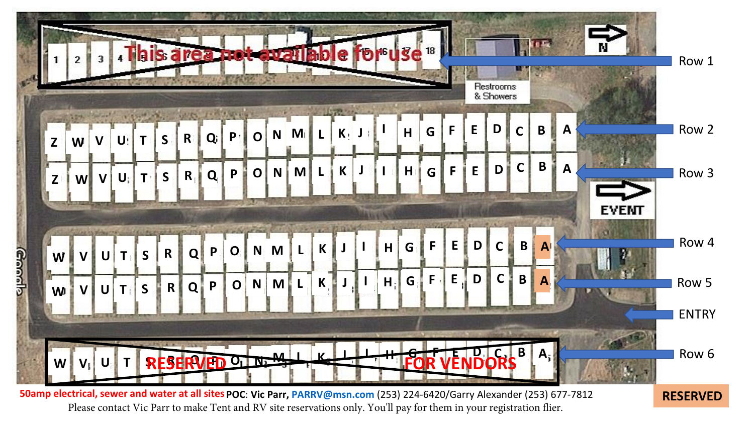Row 1 — This area not available for use

| Row | Sites |
|---|---|
| Row 1 | 1 2 3 4 5 6 7 8 9 10 11 12 13 14 15 16 17 18 — This area not available for use |
| Row 2 | Z W V U T S R Q P O N M L K J I H G F E D C B A |
| Row 3 | Z W V U T S R Q P O N M L K J I H G F E D C B A |
| Row 4 | W V U T S R Q P O N M L K J I H G F E D C B A |
| Row 5 | W V U T S R Q P O N M L K J I H G F E D C B A |
| ENTRY | |
| Row 6 | W V U T S R Q P O N M L K J I H G F E D C B A — RESERVED FOR VENDORS |

Restrooms & Showers

N

EVENT

RESERVED

**50amp electrical, sewer and water at all sites** **POC: Vic Parr, PARRV@msn.com** (253) 224-6420/Garry Alexander (253) 677-7812

Please contact Vic Parr to make Tent and RV site reservations only. You'll pay for them in your registration flier.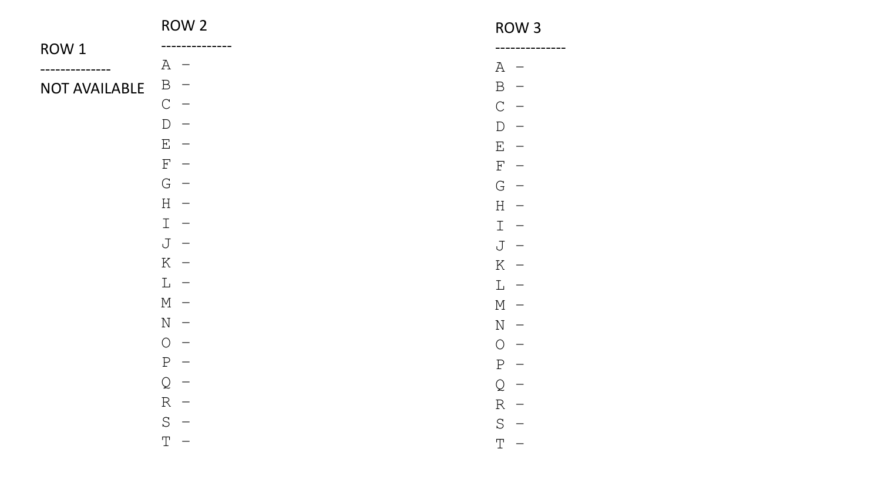ROW 1

--------------

NOT AVAILABLE

ROW 2

--------------

A –
B –
C –
D –
E –
F –
G –
H –
I –
J –
K –
L –
M –
N –
O –
P –
Q –
R –
S –
T –

ROW 3

--------------

A –
B –
C –
D –
E –
F –
G –
H –
I –
J –
K –
L –
M –
N –
O –
P –
Q –
R –
S –
T –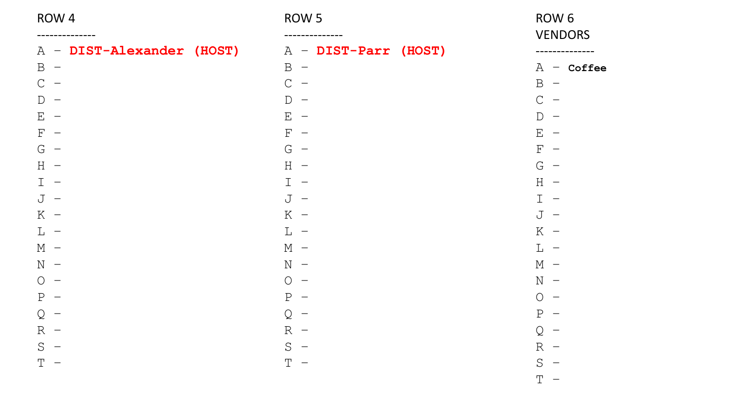ROW 4

--------------

A – **DIST-Alexander (HOST)**
B –
C –
D –
E –
F –
G –
H –
I –
J –
K –
L –
M –
N –
O –
P –
Q –
R –
S –
T –

ROW 5

--------------

A – **DIST-Parr (HOST)**
B –
C –
D –
E –
F –
G –
H –
I –
J –
K –
L –
M –
N –
O –
P –
Q –
R –
S –
T –

ROW 6
VENDORS

--------------

A – **Coffee**
B –
C –
D –
E –
F –
G –
H –
I –
J –
K –
L –
M –
N –
O –
P –
Q –
R –
S –
T –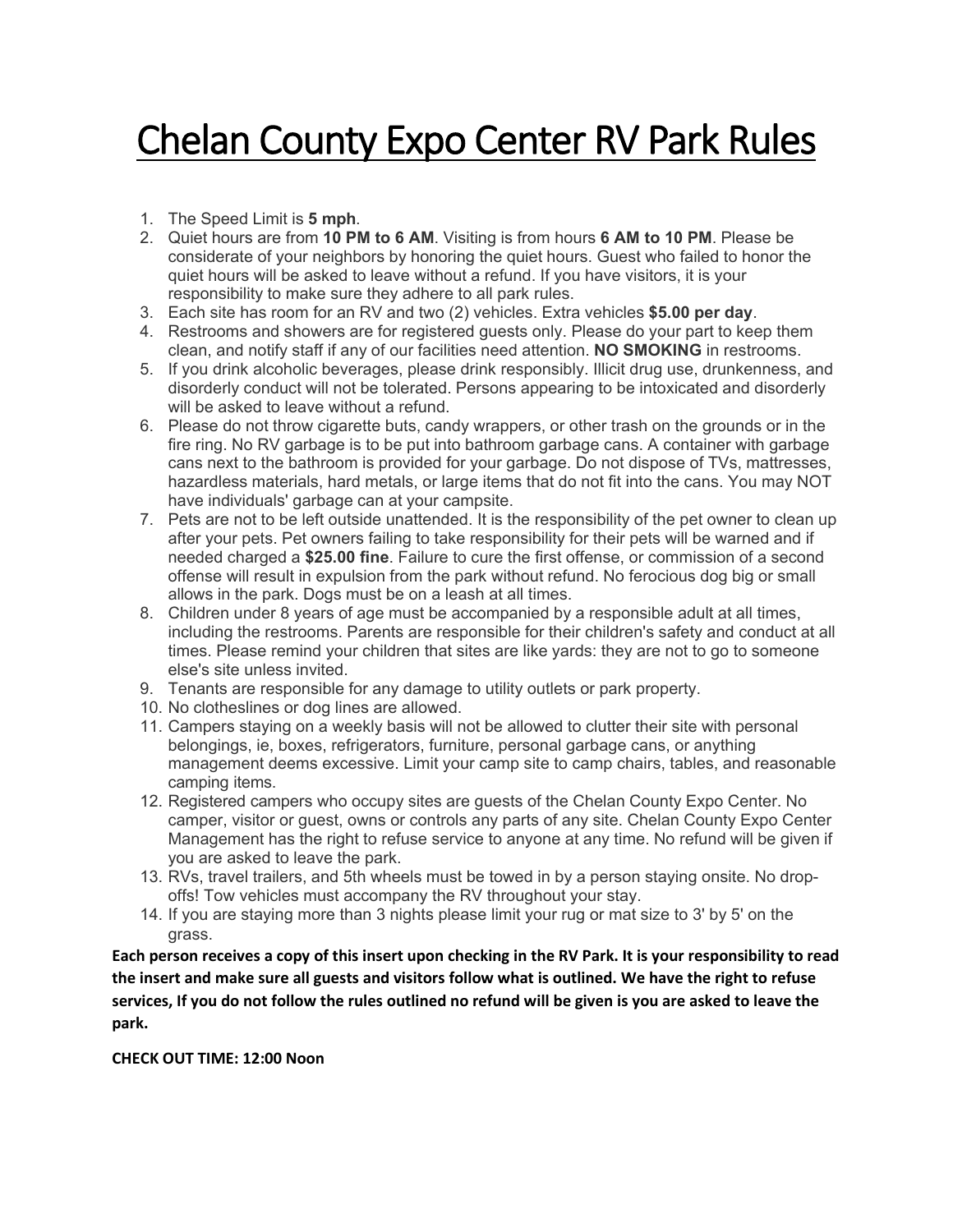# Chelan County Expo Center RV Park Rules

1. The Speed Limit is **5 mph**.
2. Quiet hours are from **10 PM to 6 AM**. Visiting is from hours **6 AM to 10 PM**. Please be considerate of your neighbors by honoring the quiet hours. Guest who failed to honor the quiet hours will be asked to leave without a refund. If you have visitors, it is your responsibility to make sure they adhere to all park rules.
3. Each site has room for an RV and two (2) vehicles. Extra vehicles **$5.00 per day**.
4. Restrooms and showers are for registered guests only. Please do your part to keep them clean, and notify staff if any of our facilities need attention. **NO SMOKING** in restrooms.
5. If you drink alcoholic beverages, please drink responsibly. Illicit drug use, drunkenness, and disorderly conduct will not be tolerated. Persons appearing to be intoxicated and disorderly will be asked to leave without a refund.
6. Please do not throw cigarette buts, candy wrappers, or other trash on the grounds or in the fire ring. No RV garbage is to be put into bathroom garbage cans. A container with garbage cans next to the bathroom is provided for your garbage. Do not dispose of TVs, mattresses, hazardless materials, hard metals, or large items that do not fit into the cans. You may NOT have individuals' garbage can at your campsite.
7. Pets are not to be left outside unattended. It is the responsibility of the pet owner to clean up after your pets. Pet owners failing to take responsibility for their pets will be warned and if needed charged a **$25.00 fine**. Failure to cure the first offense, or commission of a second offense will result in expulsion from the park without refund. No ferocious dog big or small allows in the park. Dogs must be on a leash at all times.
8. Children under 8 years of age must be accompanied by a responsible adult at all times, including the restrooms. Parents are responsible for their children's safety and conduct at all times. Please remind your children that sites are like yards: they are not to go to someone else's site unless invited.
9. Tenants are responsible for any damage to utility outlets or park property.
10. No clotheslines or dog lines are allowed.
11. Campers staying on a weekly basis will not be allowed to clutter their site with personal belongings, ie, boxes, refrigerators, furniture, personal garbage cans, or anything management deems excessive. Limit your camp site to camp chairs, tables, and reasonable camping items.
12. Registered campers who occupy sites are guests of the Chelan County Expo Center. No camper, visitor or guest, owns or controls any parts of any site. Chelan County Expo Center Management has the right to refuse service to anyone at any time. No refund will be given if you are asked to leave the park.
13. RVs, travel trailers, and 5th wheels must be towed in by a person staying onsite. No drop-offs! Tow vehicles must accompany the RV throughout your stay.
14. If you are staying more than 3 nights please limit your rug or mat size to 3' by 5' on the grass.

**Each person receives a copy of this insert upon checking in the RV Park. It is your responsibility to read the insert and make sure all guests and visitors follow what is outlined. We have the right to refuse services, If you do not follow the rules outlined no refund will be given is you are asked to leave the park.**

**CHECK OUT TIME: 12:00 Noon**